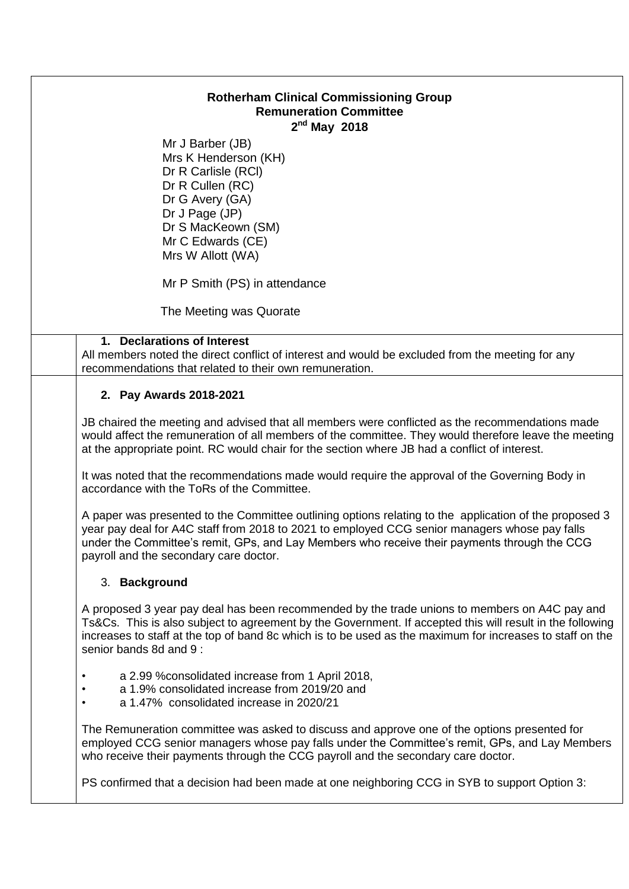**Rotherham Clinical Commissioning Group**
**Remuneration Committee**
**2nd May 2018**

Mr J Barber (JB)
Mrs K Henderson (KH)
Dr R Carlisle (RCl)
Dr R Cullen (RC)
Dr G Avery (GA)
Dr J Page (JP)
Dr S MacKeown (SM)
Mr C Edwards (CE)
Mrs W Allott (WA)

Mr P Smith (PS) in attendance

The Meeting was Quorate

## 1. Declarations of Interest

All members noted the direct conflict of interest and would be excluded from the meeting for any recommendations that related to their own remuneration.

## 2. Pay Awards 2018-2021

JB chaired the meeting and advised that all members were conflicted as the recommendations made would affect the remuneration of all members of the committee. They would therefore leave the meeting at the appropriate point. RC would chair for the section where JB had a conflict of interest.

It was noted that the recommendations made would require the approval of the Governing Body in accordance with the ToRs of the Committee.

A paper was presented to the Committee outlining options relating to the application of the proposed 3 year pay deal for A4C staff from 2018 to 2021 to employed CCG senior managers whose pay falls under the Committee's remit, GPs, and Lay Members who receive their payments through the CCG payroll and the secondary care doctor.

## 3. Background

A proposed 3 year pay deal has been recommended by the trade unions to members on A4C pay and Ts&Cs. This is also subject to agreement by the Government. If accepted this will result in the following increases to staff at the top of band 8c which is to be used as the maximum for increases to staff on the senior bands 8d and 9 :

- a 2.99 %consolidated increase from 1 April 2018,
- a 1.9% consolidated increase from 2019/20 and
- a 1.47% consolidated increase in 2020/21

The Remuneration committee was asked to discuss and approve one of the options presented for employed CCG senior managers whose pay falls under the Committee's remit, GPs, and Lay Members who receive their payments through the CCG payroll and the secondary care doctor.

PS confirmed that a decision had been made at one neighboring CCG in SYB to support Option 3: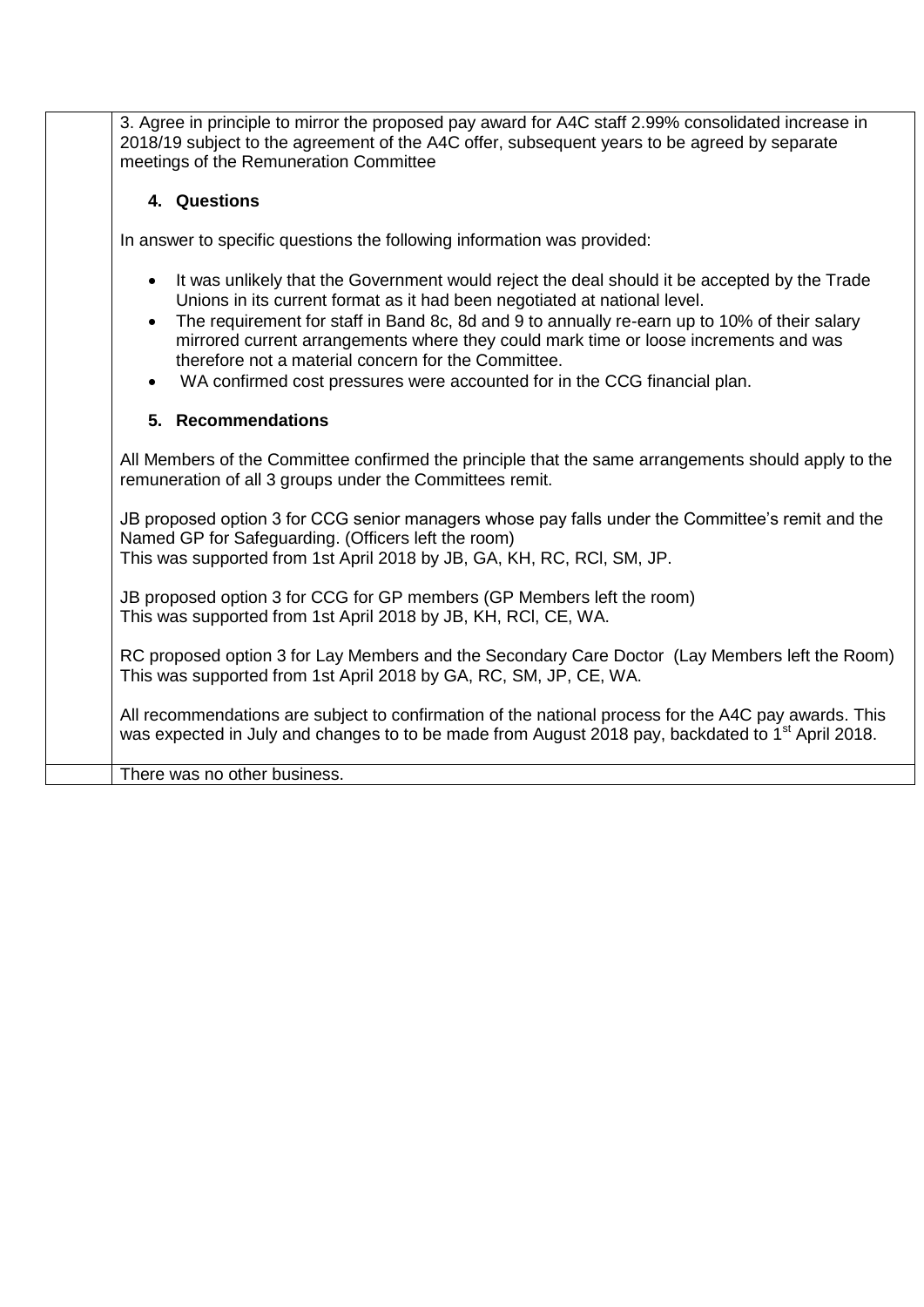3. Agree in principle to mirror the proposed pay award for A4C staff 2.99% consolidated increase in 2018/19 subject to the agreement of the A4C offer, subsequent years to be agreed by separate meetings of the Remuneration Committee

**4. Questions**

In answer to specific questions the following information was provided:

- It was unlikely that the Government would reject the deal should it be accepted by the Trade Unions in its current format as it had been negotiated at national level.
- The requirement for staff in Band 8c, 8d and 9 to annually re-earn up to 10% of their salary mirrored current arrangements where they could mark time or loose increments and was therefore not a material concern for the Committee.
- WA confirmed cost pressures were accounted for in the CCG financial plan.

**5. Recommendations**

All Members of the Committee confirmed the principle that the same arrangements should apply to the remuneration of all 3 groups under the Committees remit.

JB proposed option 3 for CCG senior managers whose pay falls under the Committee's remit and the Named GP for Safeguarding. (Officers left the room)
This was supported from 1st April 2018 by JB, GA, KH, RC, RCl, SM, JP.

JB proposed option 3 for CCG for GP members (GP Members left the room)
This was supported from 1st April 2018 by JB, KH, RCl, CE, WA.

RC proposed option 3 for Lay Members and the Secondary Care Doctor (Lay Members left the Room)
This was supported from 1st April 2018 by GA, RC, SM, JP, CE, WA.

All recommendations are subject to confirmation of the national process for the A4C pay awards. This was expected in July and changes to to be made from August 2018 pay, backdated to 1st April 2018.

There was no other business.